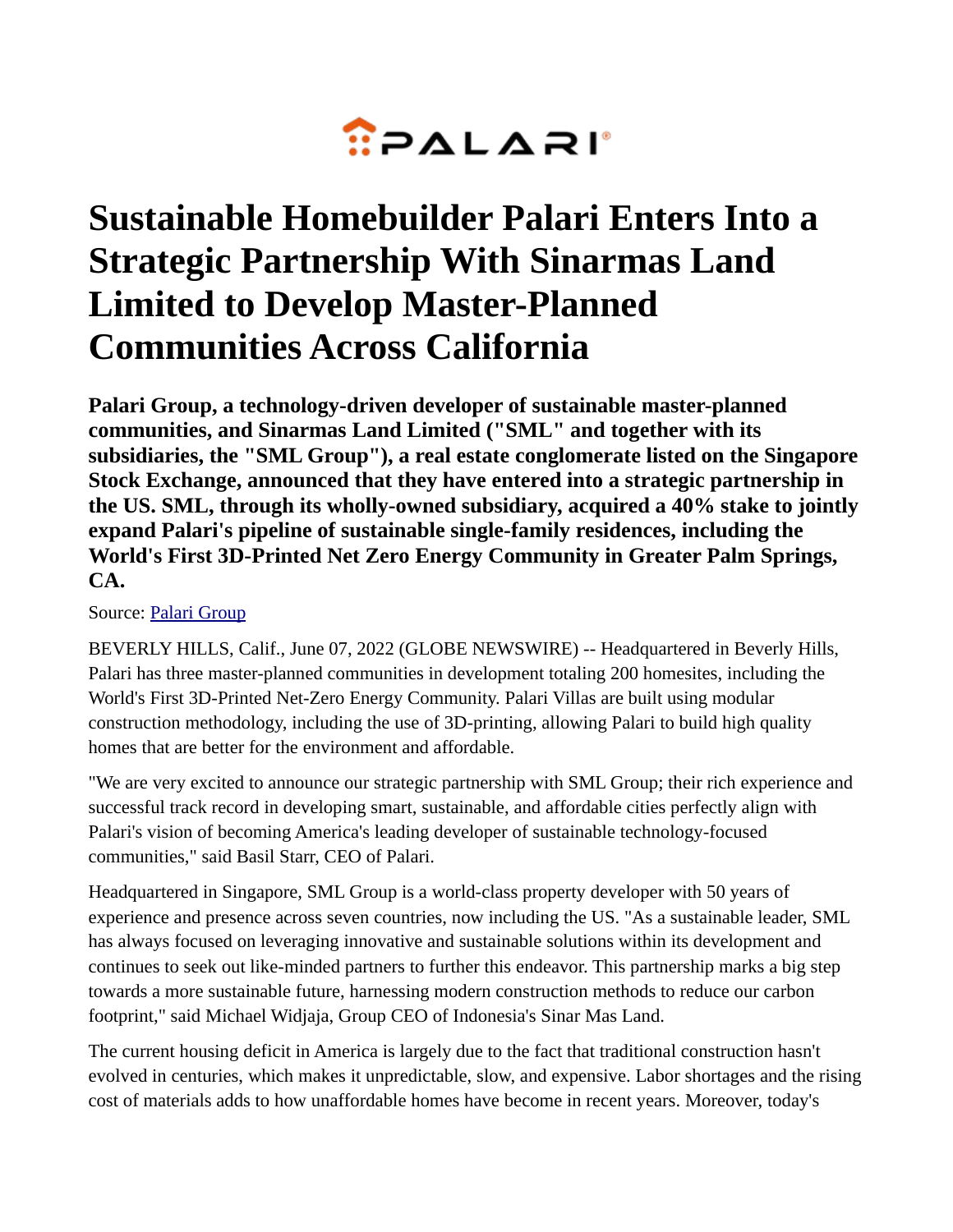PALARI

# Sustainable Homebuilder Palari Enters Into a Strategic Partnership With Sinarmas Land Limited to Develop Master-Planned Communities Across California

**Palari Group, a technology-driven developer of sustainable master-planned communities, and Sinarmas Land Limited ("SML" and together with its subsidiaries, the "SML Group"), a real estate conglomerate listed on the Singapore Stock Exchange, announced that they have entered into a strategic partnership in the US. SML, through its wholly-owned subsidiary, acquired a 40% stake to jointly expand Palari's pipeline of sustainable single-family residences, including the World's First 3D-Printed Net Zero Energy Community in Greater Palm Springs, CA.**

Source: Palari Group

BEVERLY HILLS, Calif., June 07, 2022 (GLOBE NEWSWIRE) -- Headquartered in Beverly Hills, Palari has three master-planned communities in development totaling 200 homesites, including the World's First 3D-Printed Net-Zero Energy Community. Palari Villas are built using modular construction methodology, including the use of 3D-printing, allowing Palari to build high quality homes that are better for the environment and affordable.

"We are very excited to announce our strategic partnership with SML Group; their rich experience and successful track record in developing smart, sustainable, and affordable cities perfectly align with Palari's vision of becoming America's leading developer of sustainable technology-focused communities," said Basil Starr, CEO of Palari.

Headquartered in Singapore, SML Group is a world-class property developer with 50 years of experience and presence across seven countries, now including the US. "As a sustainable leader, SML has always focused on leveraging innovative and sustainable solutions within its development and continues to seek out like-minded partners to further this endeavor. This partnership marks a big step towards a more sustainable future, harnessing modern construction methods to reduce our carbon footprint," said Michael Widjaja, Group CEO of Indonesia's Sinar Mas Land.

The current housing deficit in America is largely due to the fact that traditional construction hasn't evolved in centuries, which makes it unpredictable, slow, and expensive. Labor shortages and the rising cost of materials adds to how unaffordable homes have become in recent years. Moreover, today's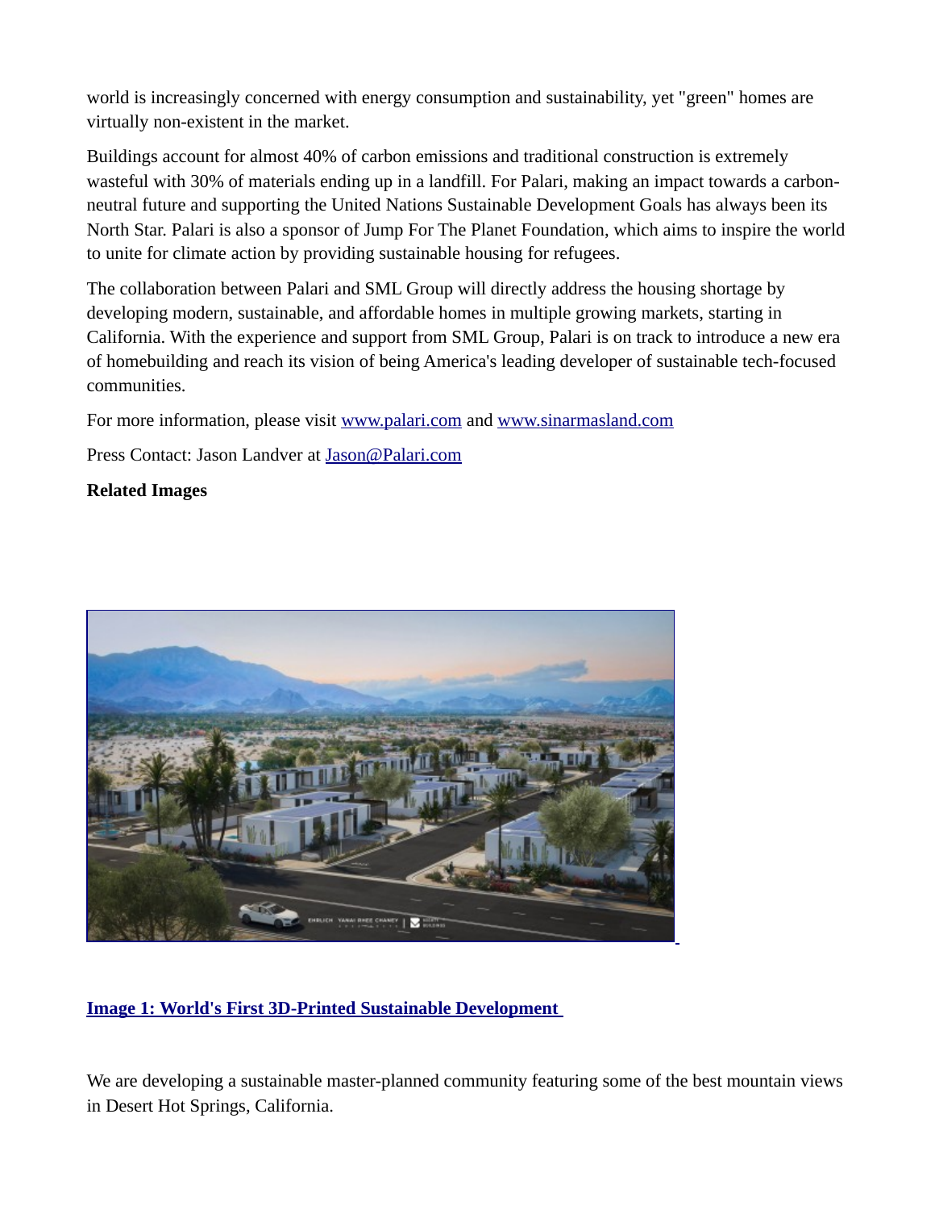world is increasingly concerned with energy consumption and sustainability, yet "green" homes are virtually non-existent in the market.

Buildings account for almost 40% of carbon emissions and traditional construction is extremely wasteful with 30% of materials ending up in a landfill. For Palari, making an impact towards a carbon-neutral future and supporting the United Nations Sustainable Development Goals has always been its North Star. Palari is also a sponsor of Jump For The Planet Foundation, which aims to inspire the world to unite for climate action by providing sustainable housing for refugees.

The collaboration between Palari and SML Group will directly address the housing shortage by developing modern, sustainable, and affordable homes in multiple growing markets, starting in California. With the experience and support from SML Group, Palari is on track to introduce a new era of homebuilding and reach its vision of being America's leading developer of sustainable tech-focused communities.

For more information, please visit [www.palari.com](www.palari.com) and [www.sinarmasland.com](www.sinarmasland.com)

Press Contact: Jason Landver at [Jason@Palari.com](mailto:Jason@Palari.com)

**Related Images**

**Image 1: World's First 3D-Printed Sustainable Development**

We are developing a sustainable master-planned community featuring some of the best mountain views in Desert Hot Springs, California.